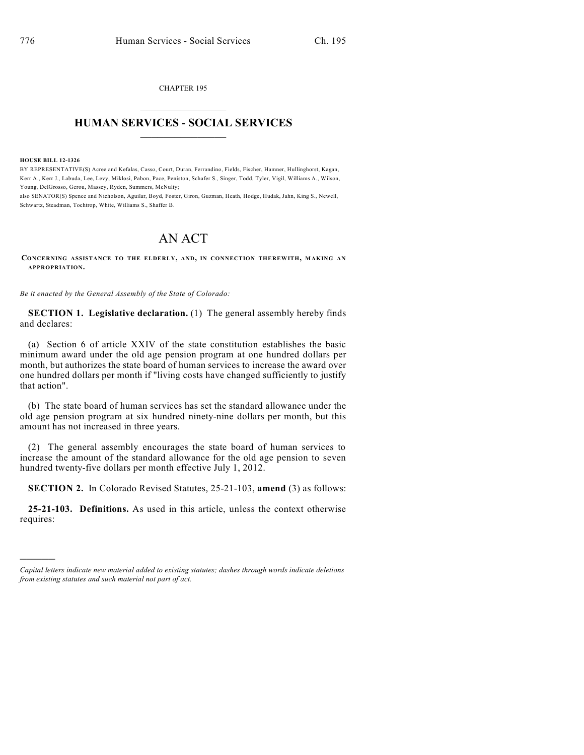CHAPTER 195

# HUMAN SERVICES - SOCIAL SERVICES

**HOUSE BILL 12-1326**

BY REPRESENTATIVE(S) Acree and Kefalas, Casso, Court, Duran, Ferrandino, Fields, Fischer, Hamner, Hullinghorst, Kagan, Kerr A., Kerr J., Labuda, Lee, Levy, Miklosi, Pabon, Pace, Peniston, Schafer S., Singer, Todd, Tyler, Vigil, Williams A., Wilson, Young, DelGrosso, Gerou, Massey, Ryden, Summers, McNulty;
also SENATOR(S) Spence and Nicholson, Aguilar, Boyd, Foster, Giron, Guzman, Heath, Hodge, Hudak, Jahn, King S., Newell, Schwartz, Steadman, Tochtrop, White, Williams S., Shaffer B.

## AN ACT

**CONCERNING ASSISTANCE TO THE ELDERLY, AND, IN CONNECTION THEREWITH, MAKING AN APPROPRIATION.**

*Be it enacted by the General Assembly of the State of Colorado:*

**SECTION 1. Legislative declaration.** (1) The general assembly hereby finds and declares:

(a) Section 6 of article XXIV of the state constitution establishes the basic minimum award under the old age pension program at one hundred dollars per month, but authorizes the state board of human services to increase the award over one hundred dollars per month if "living costs have changed sufficiently to justify that action".

(b) The state board of human services has set the standard allowance under the old age pension program at six hundred ninety-nine dollars per month, but this amount has not increased in three years.

(2) The general assembly encourages the state board of human services to increase the amount of the standard allowance for the old age pension to seven hundred twenty-five dollars per month effective July 1, 2012.

**SECTION 2.** In Colorado Revised Statutes, 25-21-103, **amend** (3) as follows:

**25-21-103. Definitions.** As used in this article, unless the context otherwise requires:

---

*Capital letters indicate new material added to existing statutes; dashes through words indicate deletions from existing statutes and such material not part of act.*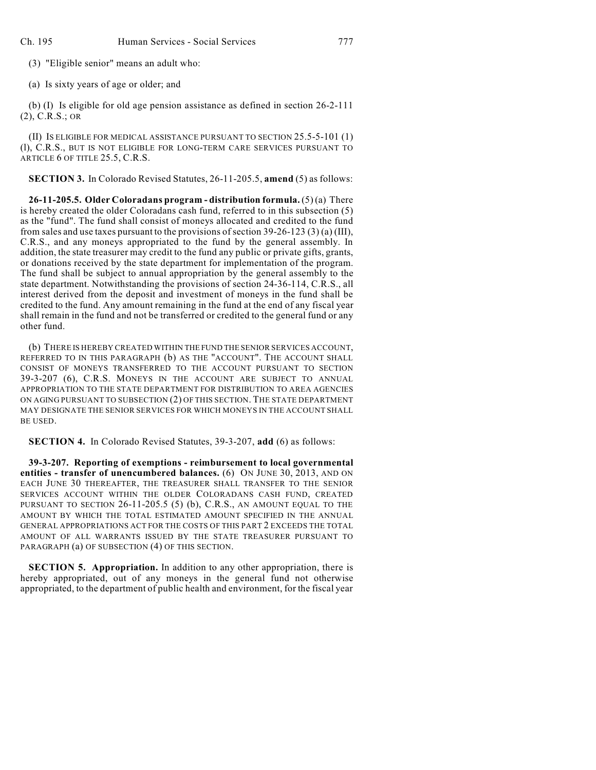(3) "Eligible senior" means an adult who:

(a) Is sixty years of age or older; and

(b) (I) Is eligible for old age pension assistance as defined in section 26-2-111 (2), C.R.S.; OR

(II) IS ELIGIBLE FOR MEDICAL ASSISTANCE PURSUANT TO SECTION 25.5-5-101 (1) (l), C.R.S., BUT IS NOT ELIGIBLE FOR LONG-TERM CARE SERVICES PURSUANT TO ARTICLE 6 OF TITLE 25.5, C.R.S.

**SECTION 3.** In Colorado Revised Statutes, 26-11-205.5, **amend** (5) as follows:

**26-11-205.5. Older Coloradans program - distribution formula.** (5) (a) There is hereby created the older Coloradans cash fund, referred to in this subsection (5) as the "fund". The fund shall consist of moneys allocated and credited to the fund from sales and use taxes pursuant to the provisions of section 39-26-123 (3) (a) (III), C.R.S., and any moneys appropriated to the fund by the general assembly. In addition, the state treasurer may credit to the fund any public or private gifts, grants, or donations received by the state department for implementation of the program. The fund shall be subject to annual appropriation by the general assembly to the state department. Notwithstanding the provisions of section 24-36-114, C.R.S., all interest derived from the deposit and investment of moneys in the fund shall be credited to the fund. Any amount remaining in the fund at the end of any fiscal year shall remain in the fund and not be transferred or credited to the general fund or any other fund.

(b) THERE IS HEREBY CREATED WITHIN THE FUND THE SENIOR SERVICES ACCOUNT, REFERRED TO IN THIS PARAGRAPH (b) AS THE "ACCOUNT". THE ACCOUNT SHALL CONSIST OF MONEYS TRANSFERRED TO THE ACCOUNT PURSUANT TO SECTION 39-3-207 (6), C.R.S. MONEYS IN THE ACCOUNT ARE SUBJECT TO ANNUAL APPROPRIATION TO THE STATE DEPARTMENT FOR DISTRIBUTION TO AREA AGENCIES ON AGING PURSUANT TO SUBSECTION (2) OF THIS SECTION. THE STATE DEPARTMENT MAY DESIGNATE THE SENIOR SERVICES FOR WHICH MONEYS IN THE ACCOUNT SHALL BE USED.

**SECTION 4.** In Colorado Revised Statutes, 39-3-207, **add** (6) as follows:

**39-3-207. Reporting of exemptions - reimbursement to local governmental entities - transfer of unencumbered balances.** (6) ON JUNE 30, 2013, AND ON EACH JUNE 30 THEREAFTER, THE TREASURER SHALL TRANSFER TO THE SENIOR SERVICES ACCOUNT WITHIN THE OLDER COLORADANS CASH FUND, CREATED PURSUANT TO SECTION 26-11-205.5 (5) (b), C.R.S., AN AMOUNT EQUAL TO THE AMOUNT BY WHICH THE TOTAL ESTIMATED AMOUNT SPECIFIED IN THE ANNUAL GENERAL APPROPRIATIONS ACT FOR THE COSTS OF THIS PART 2 EXCEEDS THE TOTAL AMOUNT OF ALL WARRANTS ISSUED BY THE STATE TREASURER PURSUANT TO PARAGRAPH (a) OF SUBSECTION (4) OF THIS SECTION.

**SECTION 5. Appropriation.** In addition to any other appropriation, there is hereby appropriated, out of any moneys in the general fund not otherwise appropriated, to the department of public health and environment, for the fiscal year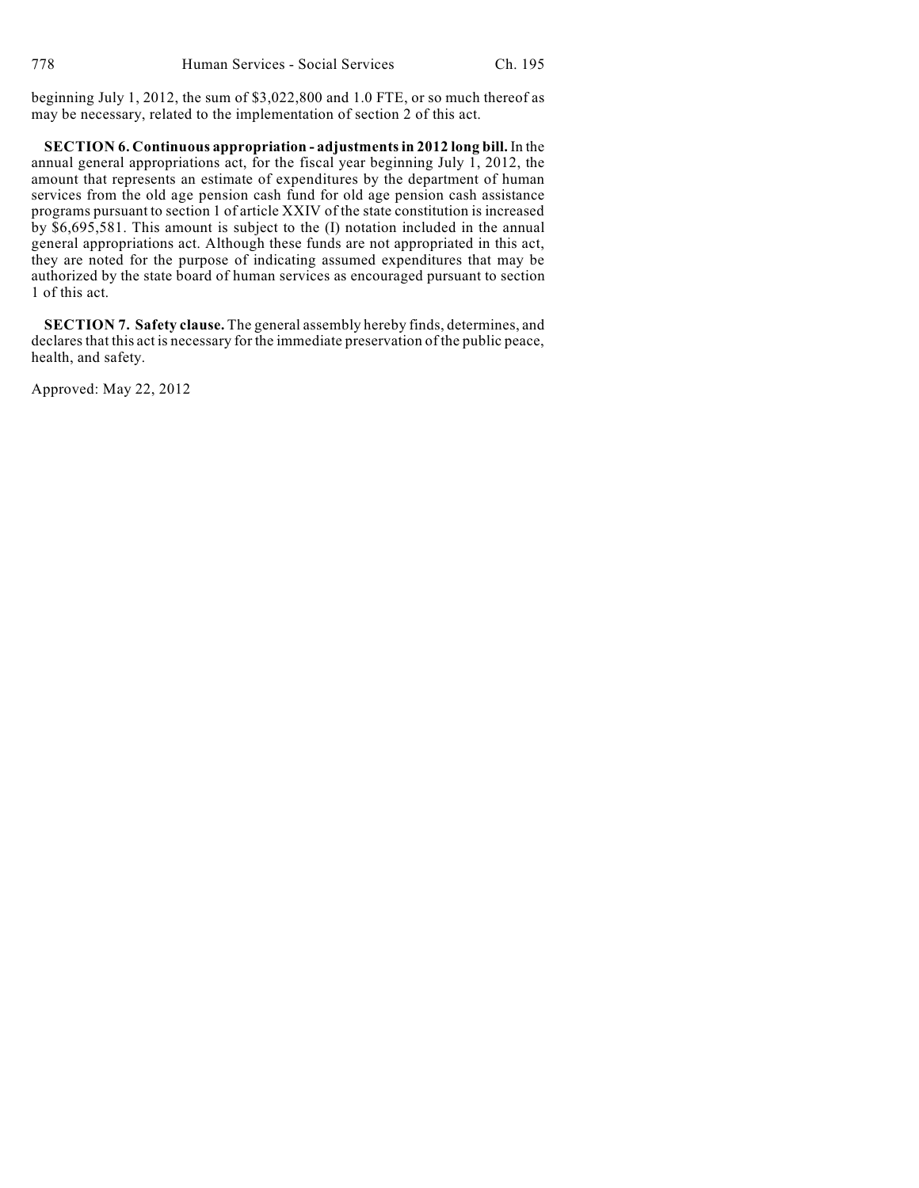beginning July 1, 2012, the sum of $3,022,800 and 1.0 FTE, or so much thereof as may be necessary, related to the implementation of section 2 of this act.

**SECTION 6. Continuous appropriation - adjustments in 2012 long bill.** In the annual general appropriations act, for the fiscal year beginning July 1, 2012, the amount that represents an estimate of expenditures by the department of human services from the old age pension cash fund for old age pension cash assistance programs pursuant to section 1 of article XXIV of the state constitution is increased by $6,695,581. This amount is subject to the (I) notation included in the annual general appropriations act. Although these funds are not appropriated in this act, they are noted for the purpose of indicating assumed expenditures that may be authorized by the state board of human services as encouraged pursuant to section 1 of this act.

**SECTION 7. Safety clause.** The general assembly hereby finds, determines, and declares that this act is necessary for the immediate preservation of the public peace, health, and safety.

Approved: May 22, 2012